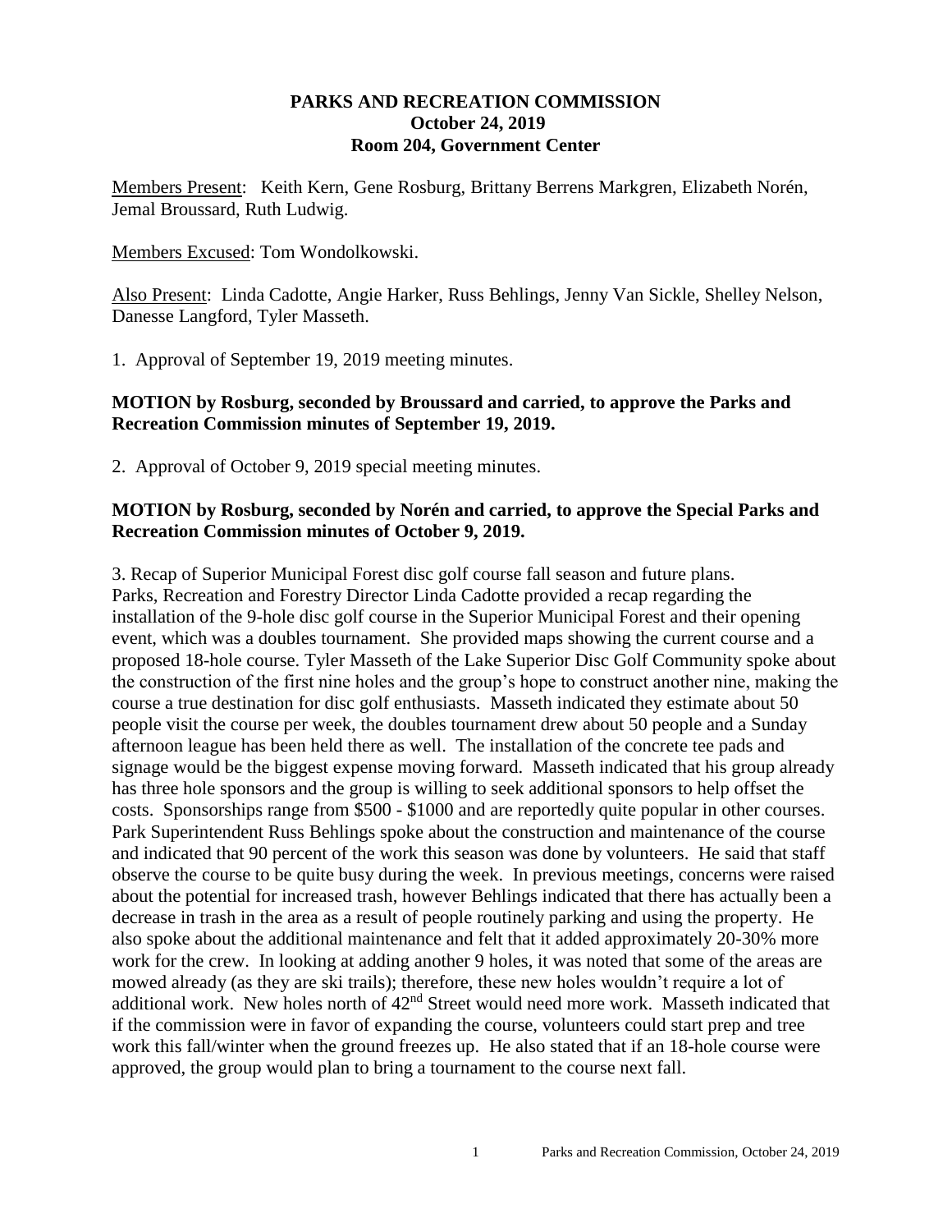**PARKS AND RECREATION COMMISSION**
**October 24, 2019**
**Room 204, Government Center**

Members Present: Keith Kern, Gene Rosburg, Brittany Berrens Markgren, Elizabeth Norén, Jemal Broussard, Ruth Ludwig.

Members Excused: Tom Wondolkowski.

Also Present: Linda Cadotte, Angie Harker, Russ Behlings, Jenny Van Sickle, Shelley Nelson, Danesse Langford, Tyler Masseth.

1. Approval of September 19, 2019 meeting minutes.

**MOTION by Rosburg, seconded by Broussard and carried, to approve the Parks and Recreation Commission minutes of September 19, 2019.**

2. Approval of October 9, 2019 special meeting minutes.

**MOTION by Rosburg, seconded by Norén and carried, to approve the Special Parks and Recreation Commission minutes of October 9, 2019.**

3. Recap of Superior Municipal Forest disc golf course fall season and future plans.
Parks, Recreation and Forestry Director Linda Cadotte provided a recap regarding the installation of the 9-hole disc golf course in the Superior Municipal Forest and their opening event, which was a doubles tournament. She provided maps showing the current course and a proposed 18-hole course. Tyler Masseth of the Lake Superior Disc Golf Community spoke about the construction of the first nine holes and the group's hope to construct another nine, making the course a true destination for disc golf enthusiasts. Masseth indicated they estimate about 50 people visit the course per week, the doubles tournament drew about 50 people and a Sunday afternoon league has been held there as well. The installation of the concrete tee pads and signage would be the biggest expense moving forward. Masseth indicated that his group already has three hole sponsors and the group is willing to seek additional sponsors to help offset the costs. Sponsorships range from \$500 - \$1000 and are reportedly quite popular in other courses. Park Superintendent Russ Behlings spoke about the construction and maintenance of the course and indicated that 90 percent of the work this season was done by volunteers. He said that staff observe the course to be quite busy during the week. In previous meetings, concerns were raised about the potential for increased trash, however Behlings indicated that there has actually been a decrease in trash in the area as a result of people routinely parking and using the property. He also spoke about the additional maintenance and felt that it added approximately 20-30% more work for the crew. In looking at adding another 9 holes, it was noted that some of the areas are mowed already (as they are ski trails); therefore, these new holes wouldn't require a lot of additional work. New holes north of 42nd Street would need more work. Masseth indicated that if the commission were in favor of expanding the course, volunteers could start prep and tree work this fall/winter when the ground freezes up. He also stated that if an 18-hole course were approved, the group would plan to bring a tournament to the course next fall.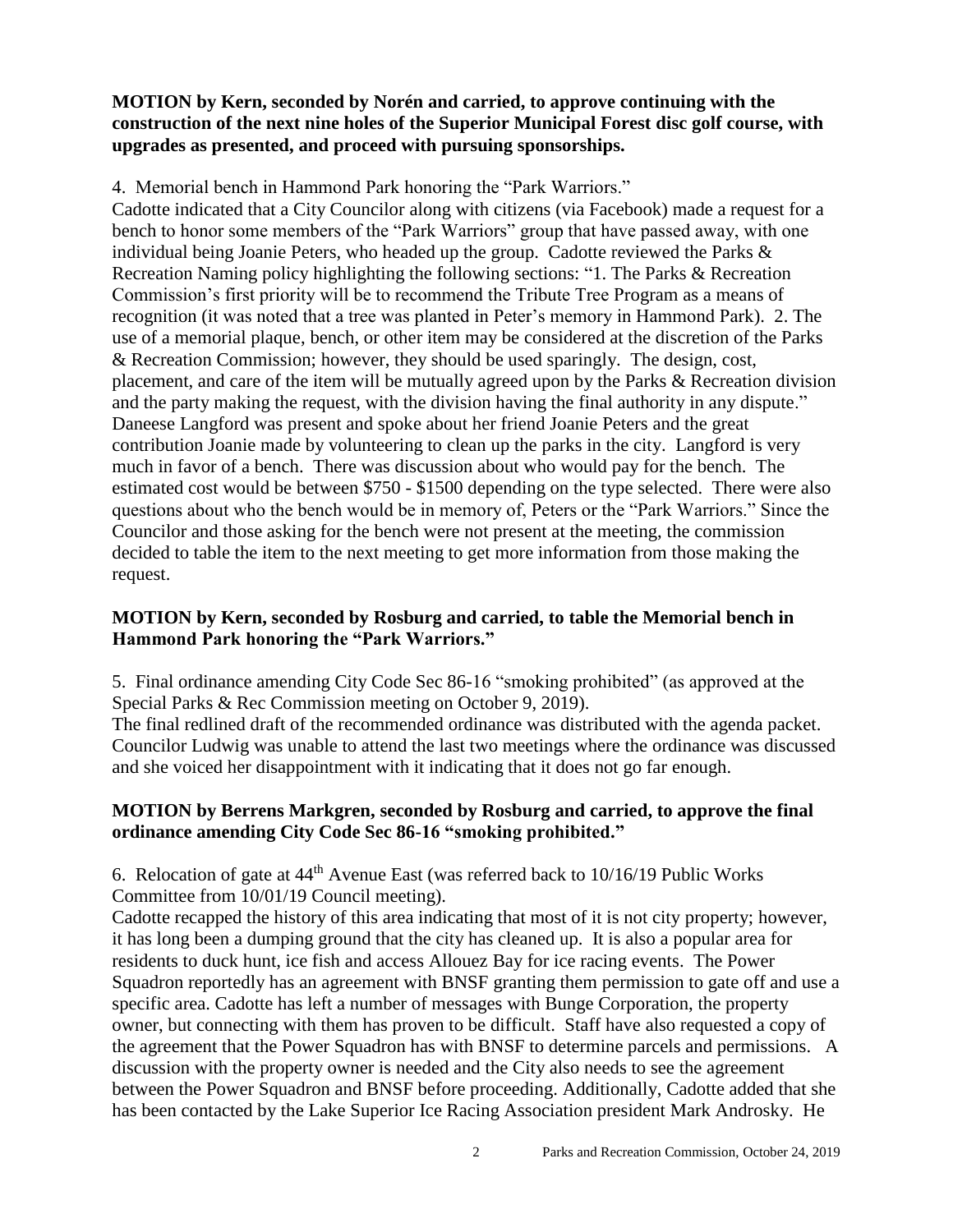**MOTION by Kern, seconded by Norén and carried, to approve continuing with the construction of the next nine holes of the Superior Municipal Forest disc golf course, with upgrades as presented, and proceed with pursuing sponsorships.**

4. Memorial bench in Hammond Park honoring the "Park Warriors."

Cadotte indicated that a City Councilor along with citizens (via Facebook) made a request for a bench to honor some members of the "Park Warriors" group that have passed away, with one individual being Joanie Peters, who headed up the group. Cadotte reviewed the Parks & Recreation Naming policy highlighting the following sections: "1. The Parks & Recreation Commission's first priority will be to recommend the Tribute Tree Program as a means of recognition (it was noted that a tree was planted in Peter's memory in Hammond Park). 2. The use of a memorial plaque, bench, or other item may be considered at the discretion of the Parks & Recreation Commission; however, they should be used sparingly. The design, cost, placement, and care of the item will be mutually agreed upon by the Parks & Recreation division and the party making the request, with the division having the final authority in any dispute." Daneese Langford was present and spoke about her friend Joanie Peters and the great contribution Joanie made by volunteering to clean up the parks in the city. Langford is very much in favor of a bench. There was discussion about who would pay for the bench. The estimated cost would be between $750 - $1500 depending on the type selected. There were also questions about who the bench would be in memory of, Peters or the "Park Warriors." Since the Councilor and those asking for the bench were not present at the meeting, the commission decided to table the item to the next meeting to get more information from those making the request.

**MOTION by Kern, seconded by Rosburg and carried, to table the Memorial bench in Hammond Park honoring the "Park Warriors."**

5. Final ordinance amending City Code Sec 86-16 "smoking prohibited" (as approved at the Special Parks & Rec Commission meeting on October 9, 2019).

The final redlined draft of the recommended ordinance was distributed with the agenda packet. Councilor Ludwig was unable to attend the last two meetings where the ordinance was discussed and she voiced her disappointment with it indicating that it does not go far enough.

**MOTION by Berrens Markgren, seconded by Rosburg and carried, to approve the final ordinance amending City Code Sec 86-16 "smoking prohibited."**

6. Relocation of gate at 44th Avenue East (was referred back to 10/16/19 Public Works Committee from 10/01/19 Council meeting).

Cadotte recapped the history of this area indicating that most of it is not city property; however, it has long been a dumping ground that the city has cleaned up. It is also a popular area for residents to duck hunt, ice fish and access Allouez Bay for ice racing events. The Power Squadron reportedly has an agreement with BNSF granting them permission to gate off and use a specific area. Cadotte has left a number of messages with Bunge Corporation, the property owner, but connecting with them has proven to be difficult. Staff have also requested a copy of the agreement that the Power Squadron has with BNSF to determine parcels and permissions. A discussion with the property owner is needed and the City also needs to see the agreement between the Power Squadron and BNSF before proceeding. Additionally, Cadotte added that she has been contacted by the Lake Superior Ice Racing Association president Mark Androsky. He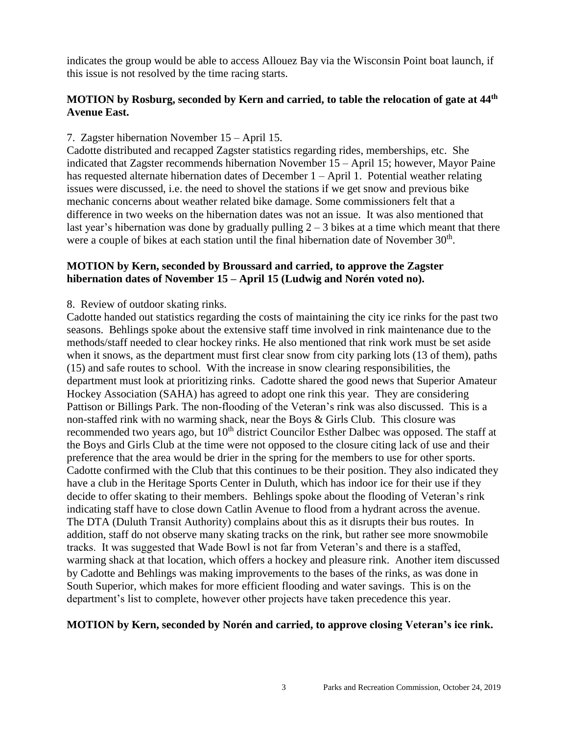indicates the group would be able to access Allouez Bay via the Wisconsin Point boat launch, if this issue is not resolved by the time racing starts.

**MOTION by Rosburg, seconded by Kern and carried, to table the relocation of gate at 44th Avenue East.**

7. Zagster hibernation November 15 – April 15.

Cadotte distributed and recapped Zagster statistics regarding rides, memberships, etc. She indicated that Zagster recommends hibernation November 15 – April 15; however, Mayor Paine has requested alternate hibernation dates of December 1 – April 1. Potential weather relating issues were discussed, i.e. the need to shovel the stations if we get snow and previous bike mechanic concerns about weather related bike damage. Some commissioners felt that a difference in two weeks on the hibernation dates was not an issue. It was also mentioned that last year's hibernation was done by gradually pulling 2 – 3 bikes at a time which meant that there were a couple of bikes at each station until the final hibernation date of November 30th.

**MOTION by Kern, seconded by Broussard and carried, to approve the Zagster hibernation dates of November 15 – April 15 (Ludwig and Norén voted no).**

8. Review of outdoor skating rinks.

Cadotte handed out statistics regarding the costs of maintaining the city ice rinks for the past two seasons. Behlings spoke about the extensive staff time involved in rink maintenance due to the methods/staff needed to clear hockey rinks. He also mentioned that rink work must be set aside when it snows, as the department must first clear snow from city parking lots (13 of them), paths (15) and safe routes to school. With the increase in snow clearing responsibilities, the department must look at prioritizing rinks. Cadotte shared the good news that Superior Amateur Hockey Association (SAHA) has agreed to adopt one rink this year. They are considering Pattison or Billings Park. The non-flooding of the Veteran's rink was also discussed. This is a non-staffed rink with no warming shack, near the Boys & Girls Club. This closure was recommended two years ago, but 10th district Councilor Esther Dalbec was opposed. The staff at the Boys and Girls Club at the time were not opposed to the closure citing lack of use and their preference that the area would be drier in the spring for the members to use for other sports. Cadotte confirmed with the Club that this continues to be their position. They also indicated they have a club in the Heritage Sports Center in Duluth, which has indoor ice for their use if they decide to offer skating to their members. Behlings spoke about the flooding of Veteran's rink indicating staff have to close down Catlin Avenue to flood from a hydrant across the avenue. The DTA (Duluth Transit Authority) complains about this as it disrupts their bus routes. In addition, staff do not observe many skating tracks on the rink, but rather see more snowmobile tracks. It was suggested that Wade Bowl is not far from Veteran's and there is a staffed, warming shack at that location, which offers a hockey and pleasure rink. Another item discussed by Cadotte and Behlings was making improvements to the bases of the rinks, as was done in South Superior, which makes for more efficient flooding and water savings. This is on the department's list to complete, however other projects have taken precedence this year.

**MOTION by Kern, seconded by Norén and carried, to approve closing Veteran's ice rink.**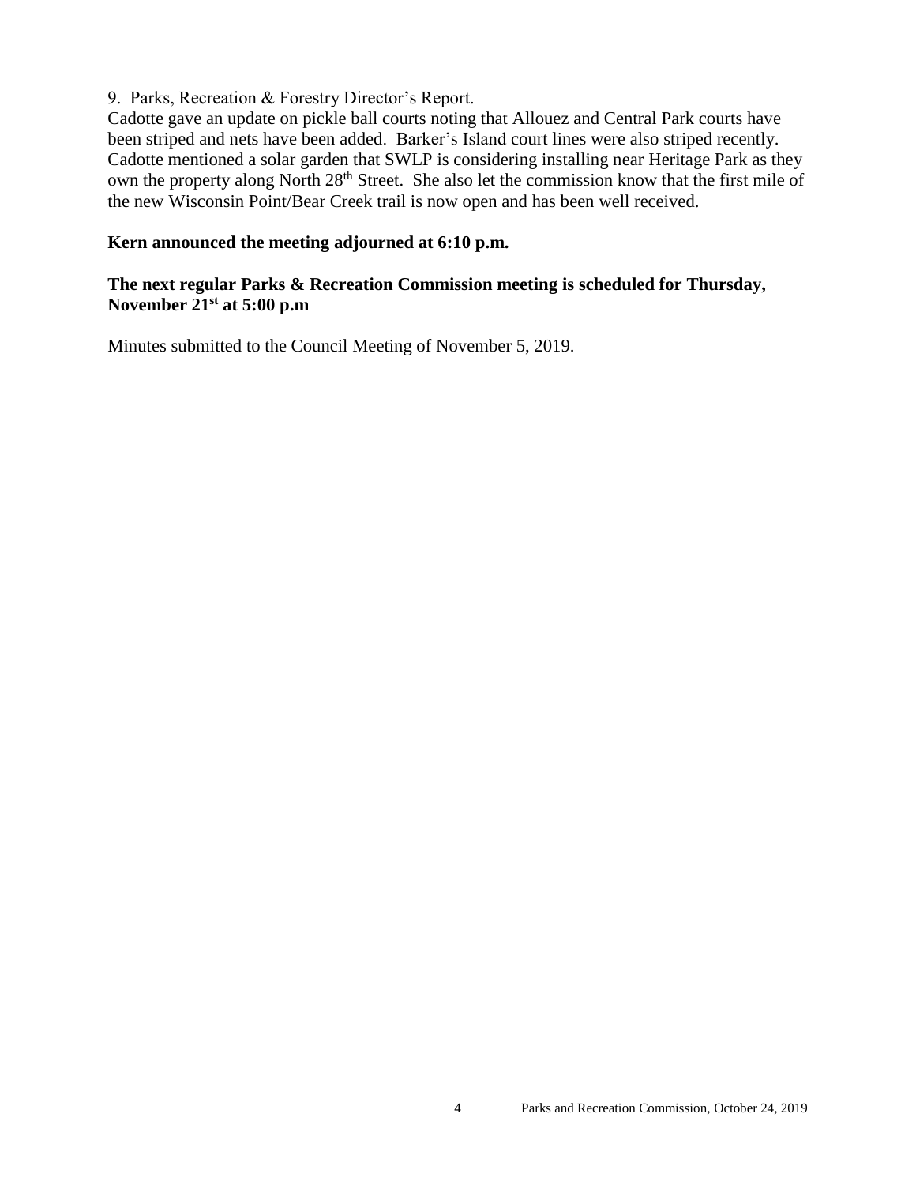9. Parks, Recreation & Forestry Director's Report.

Cadotte gave an update on pickle ball courts noting that Allouez and Central Park courts have been striped and nets have been added. Barker's Island court lines were also striped recently. Cadotte mentioned a solar garden that SWLP is considering installing near Heritage Park as they own the property along North 28th Street. She also let the commission know that the first mile of the new Wisconsin Point/Bear Creek trail is now open and has been well received.

**Kern announced the meeting adjourned at 6:10 p.m.**

**The next regular Parks & Recreation Commission meeting is scheduled for Thursday, November 21st at 5:00 p.m**

Minutes submitted to the Council Meeting of November 5, 2019.